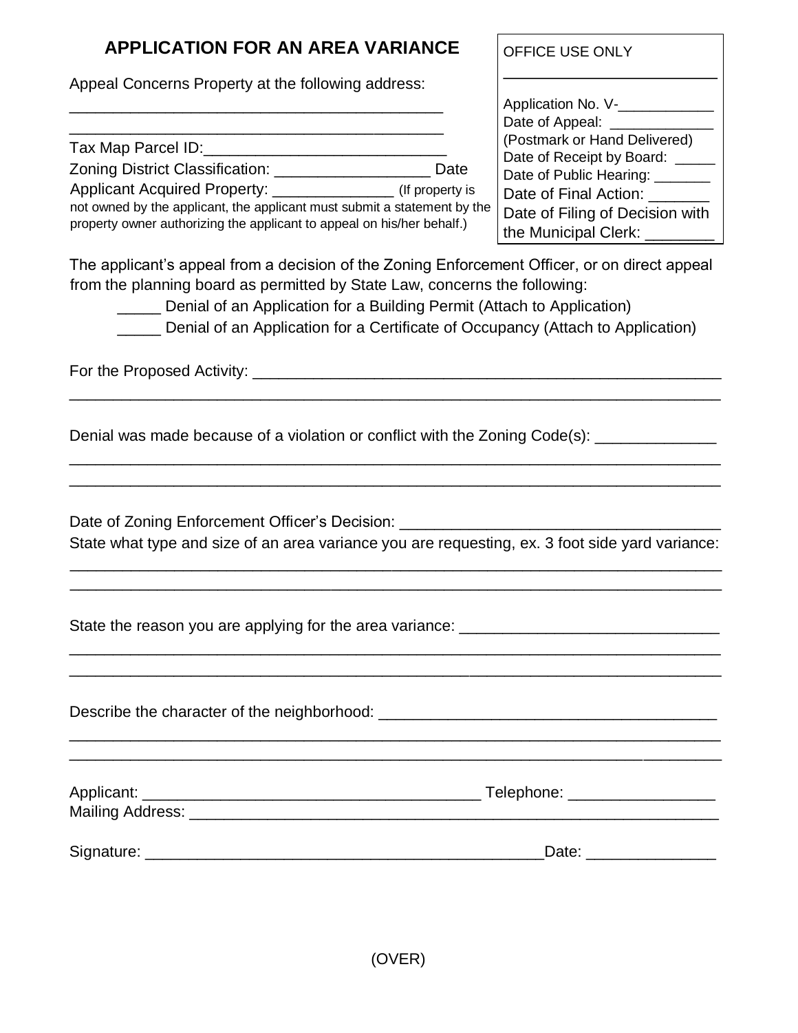# APPLICATION FOR AN AREA VARIANCE

| OFFICE USE ONLY |
|---|
| Application No. V-____________ |
| Date of Appeal: _____________ (Postmark or Hand Delivered) |
| Date of Receipt by Board: _____ |
| Date of Public Hearing: _______ |
| Date of Final Action: _______ |
| Date of Filing of Decision with the Municipal Clerk: ________ |

Appeal Concerns Property at the following address:

_____________________________________________

_____________________________________________

Tax Map Parcel ID:_____________________________

Zoning District Classification: __________________ Date Applicant Acquired Property: ______________ (If property is not owned by the applicant, the applicant must submit a statement by the property owner authorizing the applicant to appeal on his/her behalf.)

The applicant's appeal from a decision of the Zoning Enforcement Officer, or on direct appeal from the planning board as permitted by State Law, concerns the following:

_____ Denial of an Application for a Building Permit (Attach to Application)

_____ Denial of an Application for a Certificate of Occupancy (Attach to Application)

For the Proposed Activity: _______________________________________________________

_____________________________________________________________________________

Denial was made because of a violation or conflict with the Zoning Code(s): ______________

_____________________________________________________________________________

_____________________________________________________________________________

Date of Zoning Enforcement Officer's Decision: _____________________________________

State what type and size of an area variance you are requesting, ex. 3 foot side yard variance:

_____________________________________________________________________________

_____________________________________________________________________________

State the reason you are applying for the area variance: ______________________________

_____________________________________________________________________________

_____________________________________________________________________________

Describe the character of the neighborhood: _______________________________________

_____________________________________________________________________________

_____________________________________________________________________________

Applicant: _______________________________________ Telephone: _________________

Mailing Address: ____________________________________________________________

Signature: ______________________________________________Date: _______________

(OVER)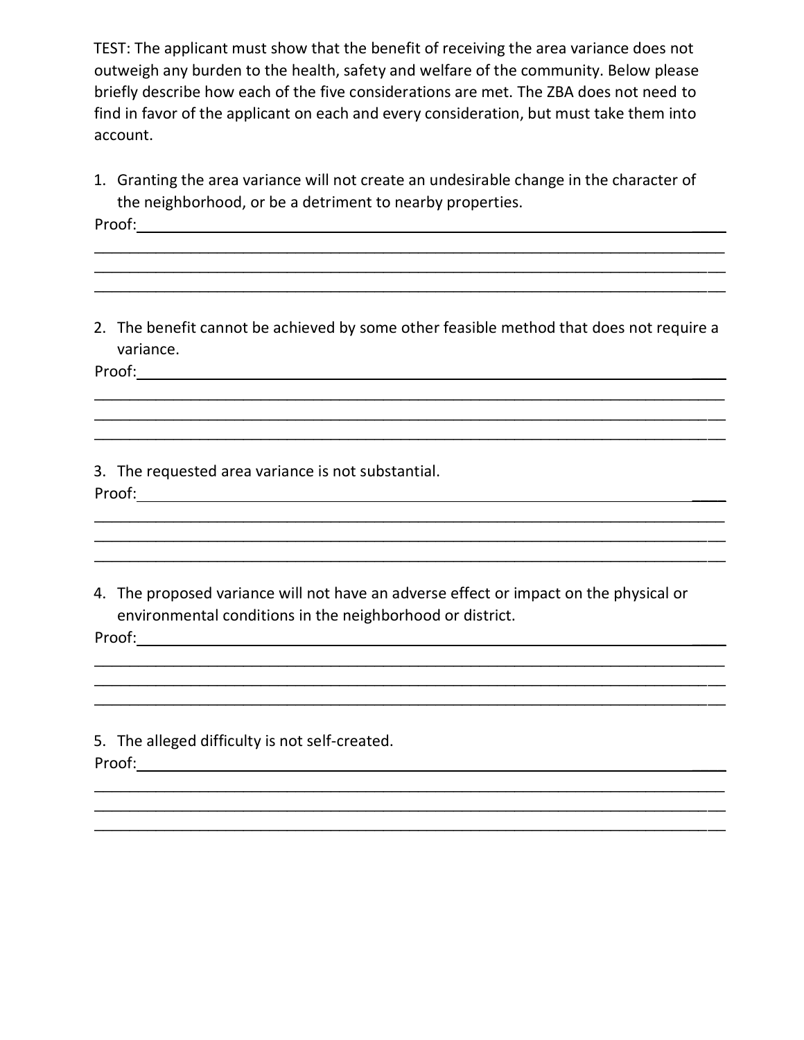TEST: The applicant must show that the benefit of receiving the area variance does not outweigh any burden to the health, safety and welfare of the community. Below please briefly describe how each of the five considerations are met. The ZBA does not need to find in favor of the applicant on each and every consideration, but must take them into account.

1. Granting the area variance will not create an undesirable change in the character of the neighborhood, or be a detriment to nearby properties.

Proof:______________________________________________________________________
______________________________________________________________________________
______________________________________________________________________________
______________________________________________________________________________

2. The benefit cannot be achieved by some other feasible method that does not require a variance.

Proof:______________________________________________________________________
______________________________________________________________________________
______________________________________________________________________________
______________________________________________________________________________

3. The requested area variance is not substantial.

Proof:______________________________________________________________________
______________________________________________________________________________
______________________________________________________________________________
______________________________________________________________________________

4. The proposed variance will not have an adverse effect or impact on the physical or environmental conditions in the neighborhood or district.

Proof:______________________________________________________________________
______________________________________________________________________________
______________________________________________________________________________
______________________________________________________________________________

5. The alleged difficulty is not self-created.

Proof:______________________________________________________________________
______________________________________________________________________________
______________________________________________________________________________
______________________________________________________________________________